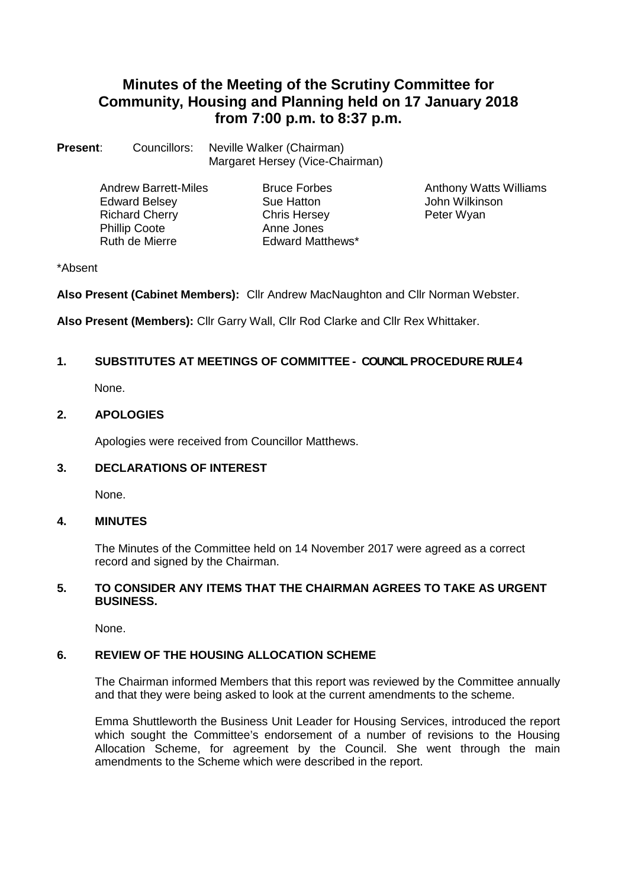# Minutes of the Meeting of the Scrutiny Committee for Community, Housing and Planning held on 17 January 2018 from 7:00 p.m. to 8:37 p.m.

**Present**: Councillors: Neville Walker (Chairman)
Margaret Hersey (Vice-Chairman)

| | | |
|---|---|---|
| Andrew Barrett-Miles | Bruce Forbes | Anthony Watts Williams |
| Edward Belsey | Sue Hatton | John Wilkinson |
| Richard Cherry | Chris Hersey | Peter Wyan |
| Phillip Coote | Anne Jones | |
| Ruth de Mierre | Edward Matthews* | |

*Absent

**Also Present (Cabinet Members):** Cllr Andrew MacNaughton and Cllr Norman Webster.

**Also Present (Members):** Cllr Garry Wall, Cllr Rod Clarke and Cllr Rex Whittaker.

## 1. SUBSTITUTES AT MEETINGS OF COMMITTEE - COUNCIL PROCEDURE RULE 4

None.

## 2. APOLOGIES

Apologies were received from Councillor Matthews.

## 3. DECLARATIONS OF INTEREST

None.

## 4. MINUTES

The Minutes of the Committee held on 14 November 2017 were agreed as a correct record and signed by the Chairman.

## 5. TO CONSIDER ANY ITEMS THAT THE CHAIRMAN AGREES TO TAKE AS URGENT BUSINESS.

None.

## 6. REVIEW OF THE HOUSING ALLOCATION SCHEME

The Chairman informed Members that this report was reviewed by the Committee annually and that they were being asked to look at the current amendments to the scheme.

Emma Shuttleworth the Business Unit Leader for Housing Services, introduced the report which sought the Committee's endorsement of a number of revisions to the Housing Allocation Scheme, for agreement by the Council. She went through the main amendments to the Scheme which were described in the report.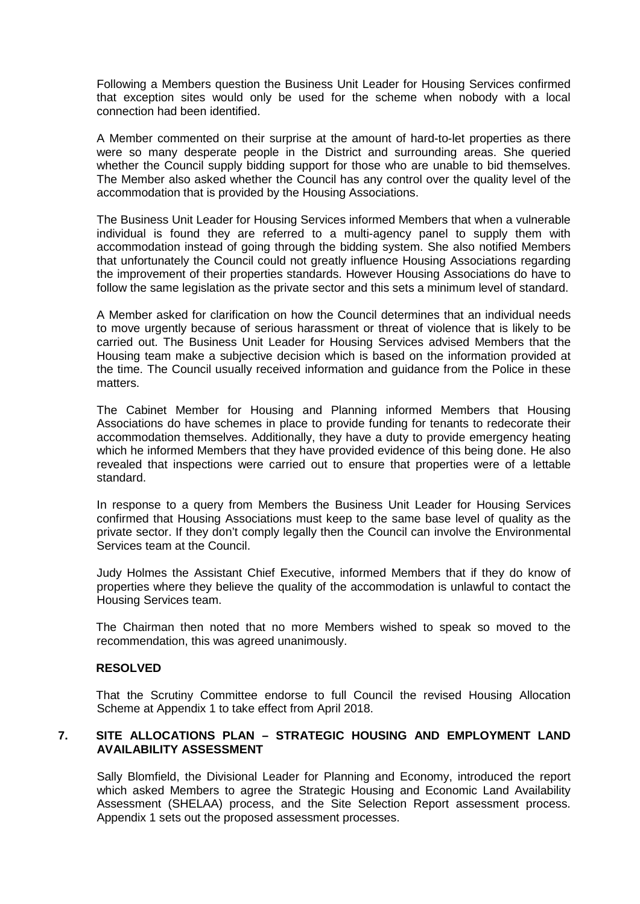Following a Members question the Business Unit Leader for Housing Services confirmed that exception sites would only be used for the scheme when nobody with a local connection had been identified.

A Member commented on their surprise at the amount of hard-to-let properties as there were so many desperate people in the District and surrounding areas. She queried whether the Council supply bidding support for those who are unable to bid themselves. The Member also asked whether the Council has any control over the quality level of the accommodation that is provided by the Housing Associations.

The Business Unit Leader for Housing Services informed Members that when a vulnerable individual is found they are referred to a multi-agency panel to supply them with accommodation instead of going through the bidding system. She also notified Members that unfortunately the Council could not greatly influence Housing Associations regarding the improvement of their properties standards. However Housing Associations do have to follow the same legislation as the private sector and this sets a minimum level of standard.

A Member asked for clarification on how the Council determines that an individual needs to move urgently because of serious harassment or threat of violence that is likely to be carried out. The Business Unit Leader for Housing Services advised Members that the Housing team make a subjective decision which is based on the information provided at the time. The Council usually received information and guidance from the Police in these matters.

The Cabinet Member for Housing and Planning informed Members that Housing Associations do have schemes in place to provide funding for tenants to redecorate their accommodation themselves. Additionally, they have a duty to provide emergency heating which he informed Members that they have provided evidence of this being done. He also revealed that inspections were carried out to ensure that properties were of a lettable standard.

In response to a query from Members the Business Unit Leader for Housing Services confirmed that Housing Associations must keep to the same base level of quality as the private sector. If they don't comply legally then the Council can involve the Environmental Services team at the Council.

Judy Holmes the Assistant Chief Executive, informed Members that if they do know of properties where they believe the quality of the accommodation is unlawful to contact the Housing Services team.

The Chairman then noted that no more Members wished to speak so moved to the recommendation, this was agreed unanimously.

**RESOLVED**

That the Scrutiny Committee endorse to full Council the revised Housing Allocation Scheme at Appendix 1 to take effect from April 2018.

## 7. SITE ALLOCATIONS PLAN – STRATEGIC HOUSING AND EMPLOYMENT LAND AVAILABILITY ASSESSMENT

Sally Blomfield, the Divisional Leader for Planning and Economy, introduced the report which asked Members to agree the Strategic Housing and Economic Land Availability Assessment (SHELAA) process, and the Site Selection Report assessment process. Appendix 1 sets out the proposed assessment processes.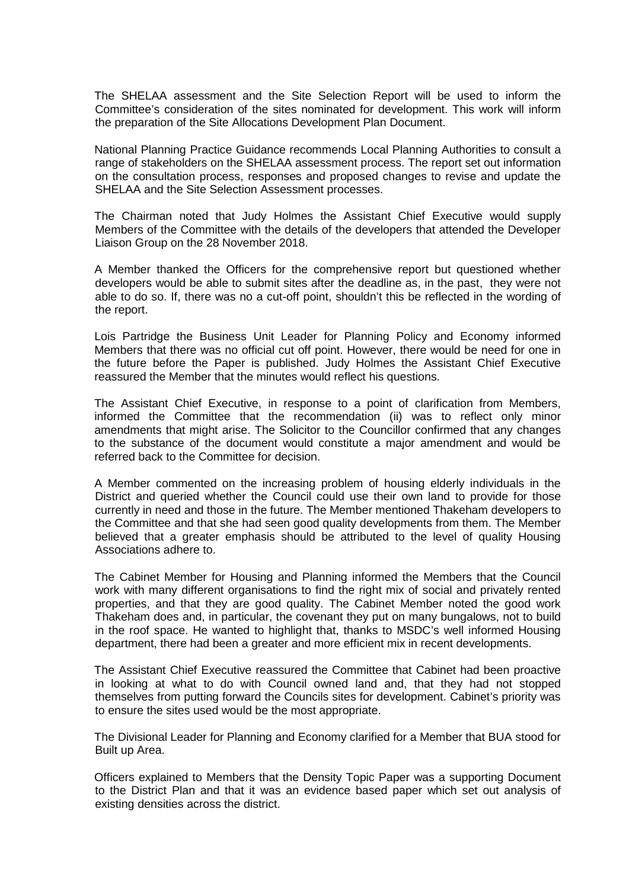The SHELAA assessment and the Site Selection Report will be used to inform the Committee's consideration of the sites nominated for development. This work will inform the preparation of the Site Allocations Development Plan Document.

National Planning Practice Guidance recommends Local Planning Authorities to consult a range of stakeholders on the SHELAA assessment process. The report set out information on the consultation process, responses and proposed changes to revise and update the SHELAA and the Site Selection Assessment processes.

The Chairman noted that Judy Holmes the Assistant Chief Executive would supply Members of the Committee with the details of the developers that attended the Developer Liaison Group on the 28 November 2018.

A Member thanked the Officers for the comprehensive report but questioned whether developers would be able to submit sites after the deadline as, in the past, they were not able to do so. If, there was no a cut-off point, shouldn't this be reflected in the wording of the report.

Lois Partridge the Business Unit Leader for Planning Policy and Economy informed Members that there was no official cut off point. However, there would be need for one in the future before the Paper is published. Judy Holmes the Assistant Chief Executive reassured the Member that the minutes would reflect his questions.

The Assistant Chief Executive, in response to a point of clarification from Members, informed the Committee that the recommendation (ii) was to reflect only minor amendments that might arise. The Solicitor to the Councillor confirmed that any changes to the substance of the document would constitute a major amendment and would be referred back to the Committee for decision.

A Member commented on the increasing problem of housing elderly individuals in the District and queried whether the Council could use their own land to provide for those currently in need and those in the future. The Member mentioned Thakeham developers to the Committee and that she had seen good quality developments from them. The Member believed that a greater emphasis should be attributed to the level of quality Housing Associations adhere to.

The Cabinet Member for Housing and Planning informed the Members that the Council work with many different organisations to find the right mix of social and privately rented properties, and that they are good quality. The Cabinet Member noted the good work Thakeham does and, in particular, the covenant they put on many bungalows, not to build in the roof space. He wanted to highlight that, thanks to MSDC's well informed Housing department, there had been a greater and more efficient mix in recent developments.

The Assistant Chief Executive reassured the Committee that Cabinet had been proactive in looking at what to do with Council owned land and, that they had not stopped themselves from putting forward the Councils sites for development. Cabinet's priority was to ensure the sites used would be the most appropriate.

The Divisional Leader for Planning and Economy clarified for a Member that BUA stood for Built up Area.

Officers explained to Members that the Density Topic Paper was a supporting Document to the District Plan and that it was an evidence based paper which set out analysis of existing densities across the district.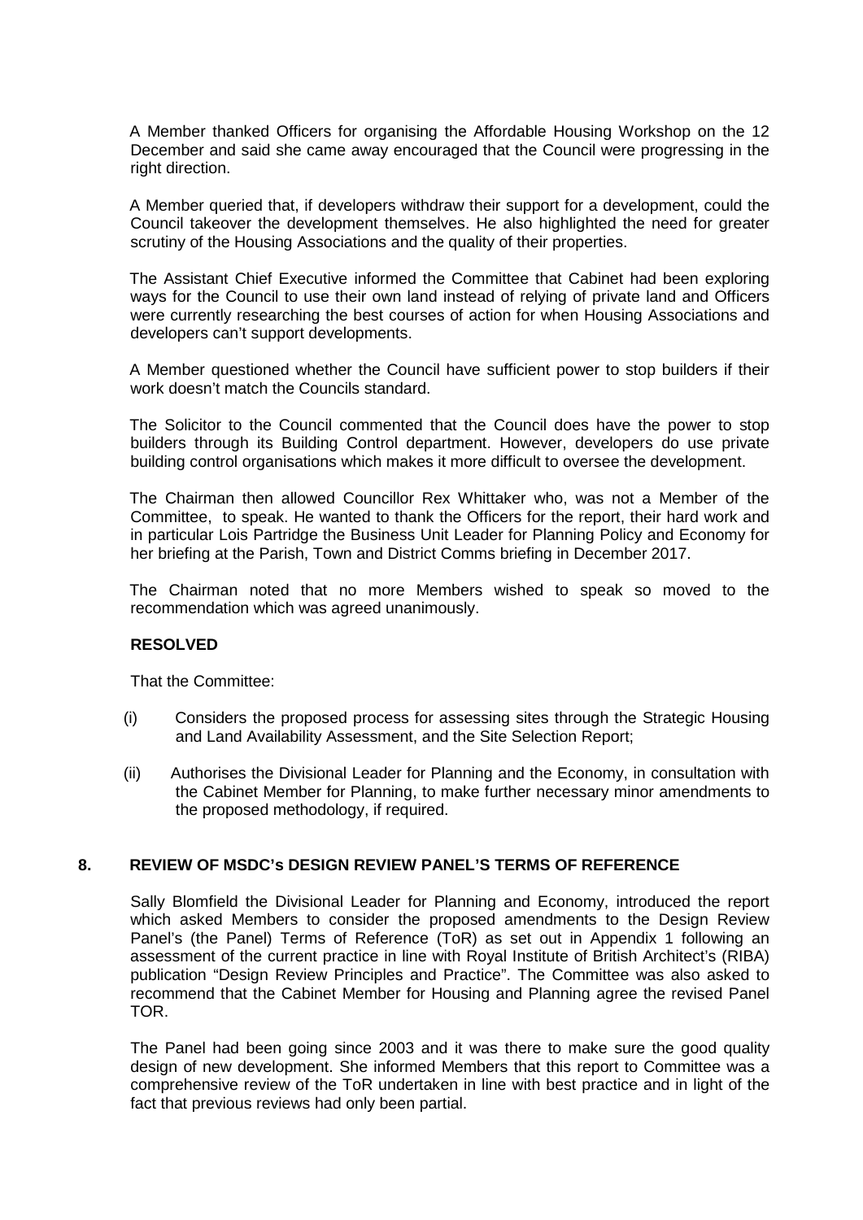A Member thanked Officers for organising the Affordable Housing Workshop on the 12 December and said she came away encouraged that the Council were progressing in the right direction.

A Member queried that, if developers withdraw their support for a development, could the Council takeover the development themselves. He also highlighted the need for greater scrutiny of the Housing Associations and the quality of their properties.

The Assistant Chief Executive informed the Committee that Cabinet had been exploring ways for the Council to use their own land instead of relying of private land and Officers were currently researching the best courses of action for when Housing Associations and developers can't support developments.

A Member questioned whether the Council have sufficient power to stop builders if their work doesn't match the Councils standard.

The Solicitor to the Council commented that the Council does have the power to stop builders through its Building Control department. However, developers do use private building control organisations which makes it more difficult to oversee the development.

The Chairman then allowed Councillor Rex Whittaker who, was not a Member of the Committee, to speak. He wanted to thank the Officers for the report, their hard work and in particular Lois Partridge the Business Unit Leader for Planning Policy and Economy for her briefing at the Parish, Town and District Comms briefing in December 2017.

The Chairman noted that no more Members wished to speak so moved to the recommendation which was agreed unanimously.

**RESOLVED**

That the Committee:

(i) Considers the proposed process for assessing sites through the Strategic Housing and Land Availability Assessment, and the Site Selection Report;

(ii) Authorises the Divisional Leader for Planning and the Economy, in consultation with the Cabinet Member for Planning, to make further necessary minor amendments to the proposed methodology, if required.

## 8. REVIEW OF MSDC's DESIGN REVIEW PANEL'S TERMS OF REFERENCE

Sally Blomfield the Divisional Leader for Planning and Economy, introduced the report which asked Members to consider the proposed amendments to the Design Review Panel's (the Panel) Terms of Reference (ToR) as set out in Appendix 1 following an assessment of the current practice in line with Royal Institute of British Architect's (RIBA) publication "Design Review Principles and Practice". The Committee was also asked to recommend that the Cabinet Member for Housing and Planning agree the revised Panel TOR.

The Panel had been going since 2003 and it was there to make sure the good quality design of new development. She informed Members that this report to Committee was a comprehensive review of the ToR undertaken in line with best practice and in light of the fact that previous reviews had only been partial.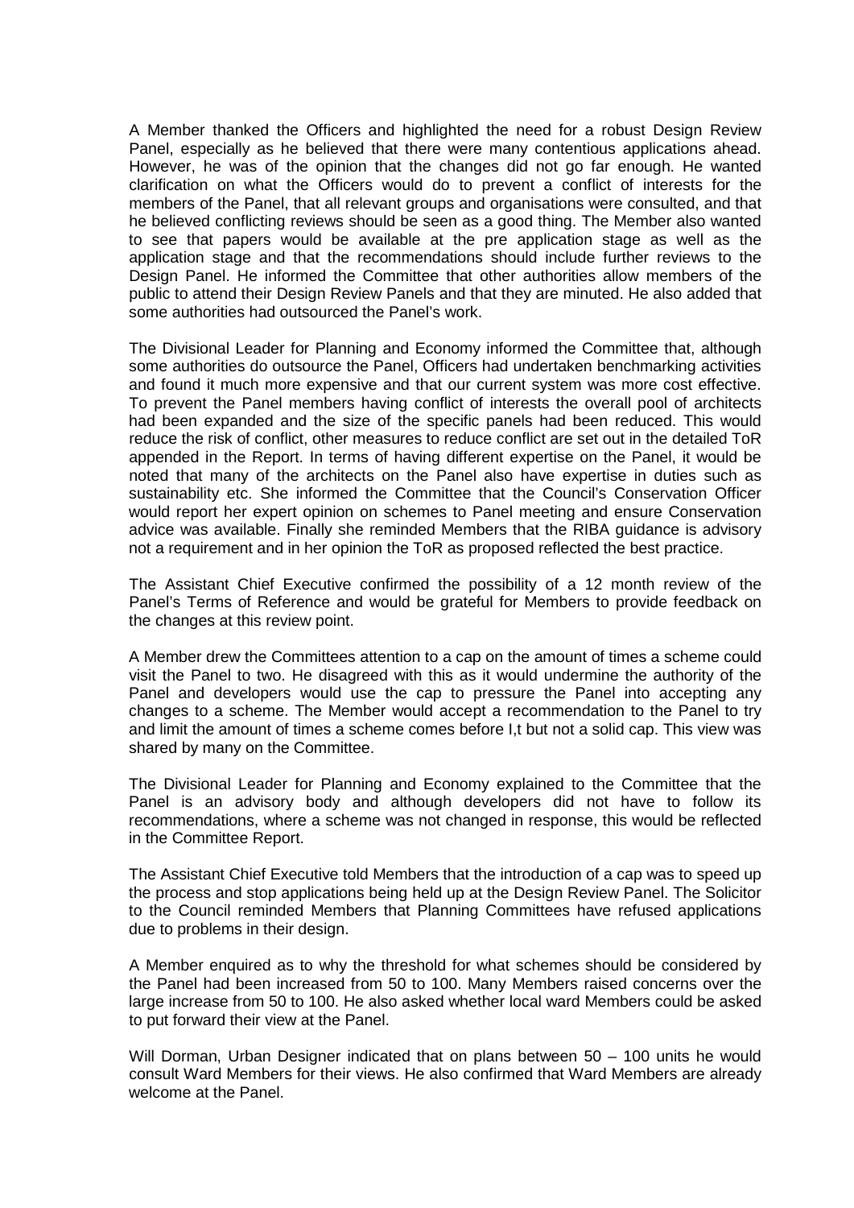A Member thanked the Officers and highlighted the need for a robust Design Review Panel, especially as he believed that there were many contentious applications ahead. However, he was of the opinion that the changes did not go far enough. He wanted clarification on what the Officers would do to prevent a conflict of interests for the members of the Panel, that all relevant groups and organisations were consulted, and that he believed conflicting reviews should be seen as a good thing. The Member also wanted to see that papers would be available at the pre application stage as well as the application stage and that the recommendations should include further reviews to the Design Panel. He informed the Committee that other authorities allow members of the public to attend their Design Review Panels and that they are minuted. He also added that some authorities had outsourced the Panel's work.

The Divisional Leader for Planning and Economy informed the Committee that, although some authorities do outsource the Panel, Officers had undertaken benchmarking activities and found it much more expensive and that our current system was more cost effective. To prevent the Panel members having conflict of interests the overall pool of architects had been expanded and the size of the specific panels had been reduced. This would reduce the risk of conflict, other measures to reduce conflict are set out in the detailed ToR appended in the Report. In terms of having different expertise on the Panel, it would be noted that many of the architects on the Panel also have expertise in duties such as sustainability etc. She informed the Committee that the Council's Conservation Officer would report her expert opinion on schemes to Panel meeting and ensure Conservation advice was available. Finally she reminded Members that the RIBA guidance is advisory not a requirement and in her opinion the ToR as proposed reflected the best practice.

The Assistant Chief Executive confirmed the possibility of a 12 month review of the Panel's Terms of Reference and would be grateful for Members to provide feedback on the changes at this review point.

A Member drew the Committees attention to a cap on the amount of times a scheme could visit the Panel to two. He disagreed with this as it would undermine the authority of the Panel and developers would use the cap to pressure the Panel into accepting any changes to a scheme. The Member would accept a recommendation to the Panel to try and limit the amount of times a scheme comes before I,t but not a solid cap. This view was shared by many on the Committee.

The Divisional Leader for Planning and Economy explained to the Committee that the Panel is an advisory body and although developers did not have to follow its recommendations, where a scheme was not changed in response, this would be reflected in the Committee Report.

The Assistant Chief Executive told Members that the introduction of a cap was to speed up the process and stop applications being held up at the Design Review Panel. The Solicitor to the Council reminded Members that Planning Committees have refused applications due to problems in their design.

A Member enquired as to why the threshold for what schemes should be considered by the Panel had been increased from 50 to 100. Many Members raised concerns over the large increase from 50 to 100. He also asked whether local ward Members could be asked to put forward their view at the Panel.

Will Dorman, Urban Designer indicated that on plans between 50 – 100 units he would consult Ward Members for their views. He also confirmed that Ward Members are already welcome at the Panel.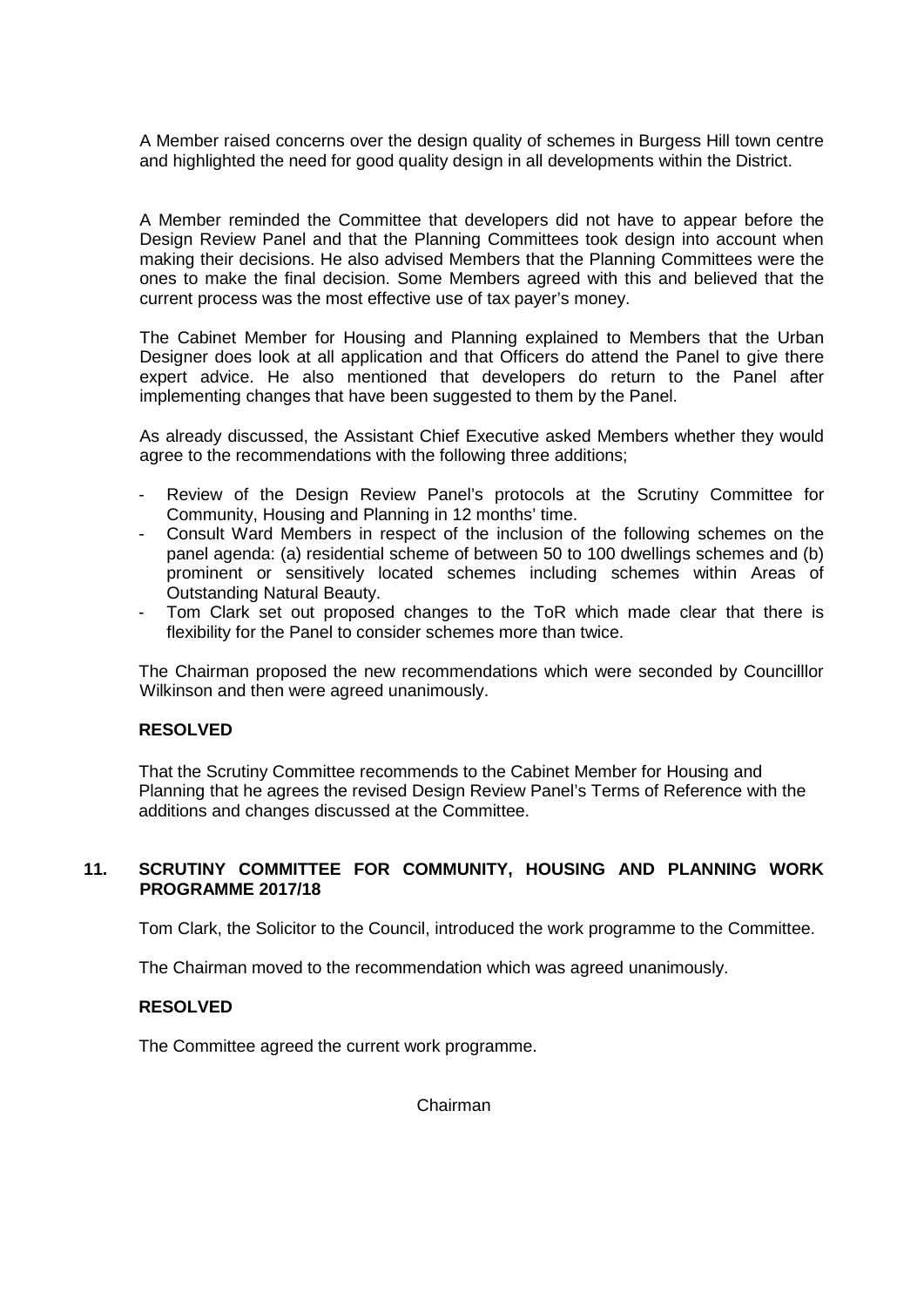A Member raised concerns over the design quality of schemes in Burgess Hill town centre and highlighted the need for good quality design in all developments within the District.

A Member reminded the Committee that developers did not have to appear before the Design Review Panel and that the Planning Committees took design into account when making their decisions. He also advised Members that the Planning Committees were the ones to make the final decision. Some Members agreed with this and believed that the current process was the most effective use of tax payer's money.

The Cabinet Member for Housing and Planning explained to Members that the Urban Designer does look at all application and that Officers do attend the Panel to give there expert advice. He also mentioned that developers do return to the Panel after implementing changes that have been suggested to them by the Panel.

As already discussed, the Assistant Chief Executive asked Members whether they would agree to the recommendations with the following three additions;

- Review of the Design Review Panel's protocols at the Scrutiny Committee for Community, Housing and Planning in 12 months' time.
- Consult Ward Members in respect of the inclusion of the following schemes on the panel agenda: (a) residential scheme of between 50 to 100 dwellings schemes and (b) prominent or sensitively located schemes including schemes within Areas of Outstanding Natural Beauty.
- Tom Clark set out proposed changes to the ToR which made clear that there is flexibility for the Panel to consider schemes more than twice.

The Chairman proposed the new recommendations which were seconded by Councilllor Wilkinson and then were agreed unanimously.

**RESOLVED**

That the Scrutiny Committee recommends to the Cabinet Member for Housing and Planning that he agrees the revised Design Review Panel's Terms of Reference with the additions and changes discussed at the Committee.

## 11. SCRUTINY COMMITTEE FOR COMMUNITY, HOUSING AND PLANNING WORK PROGRAMME 2017/18

Tom Clark, the Solicitor to the Council, introduced the work programme to the Committee.

The Chairman moved to the recommendation which was agreed unanimously.

**RESOLVED**

The Committee agreed the current work programme.

Chairman